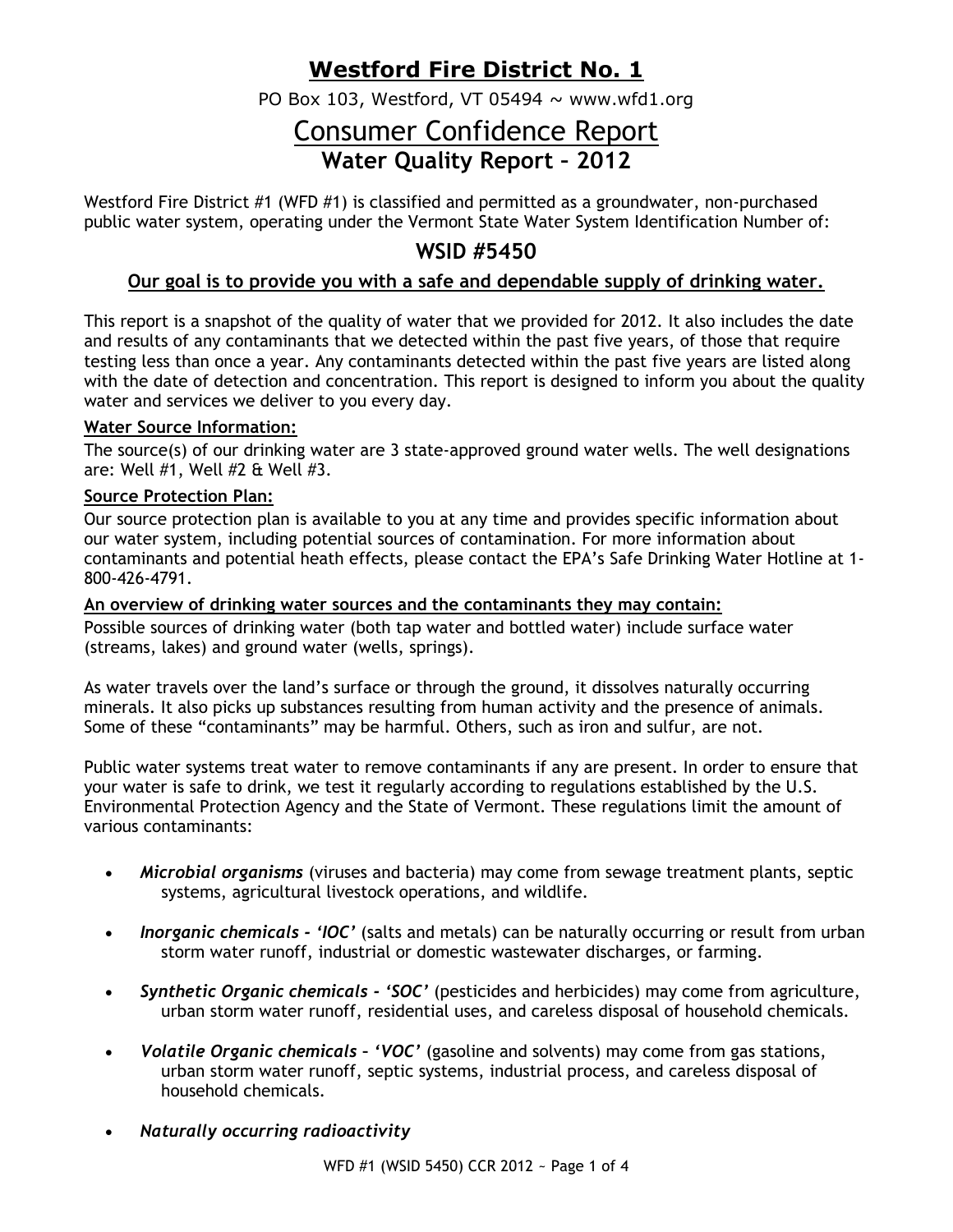# Westford Fire District No. 1

PO Box 103, Westford, VT 05494 ~ www.wfd1.org

# Consumer Confidence Report

## Water Quality Report – 2012

Westford Fire District #1 (WFD #1) is classified and permitted as a groundwater, non-purchased public water system, operating under the Vermont State Water System Identification Number of:

## WSID #5450

**Our goal is to provide you with a safe and dependable supply of drinking water.**

This report is a snapshot of the quality of water that we provided for 2012. It also includes the date and results of any contaminants that we detected within the past five years, of those that require testing less than once a year. Any contaminants detected within the past five years are listed along with the date of detection and concentration. This report is designed to inform you about the quality water and services we deliver to you every day.

**Water Source Information:**

The source(s) of our drinking water are 3 state-approved ground water wells. The well designations are: Well #1, Well #2 & Well #3.

**Source Protection Plan:**

Our source protection plan is available to you at any time and provides specific information about our water system, including potential sources of contamination. For more information about contaminants and potential heath effects, please contact the EPA's Safe Drinking Water Hotline at 1-800-426-4791.

**An overview of drinking water sources and the contaminants they may contain:**

Possible sources of drinking water (both tap water and bottled water) include surface water (streams, lakes) and ground water (wells, springs).

As water travels over the land's surface or through the ground, it dissolves naturally occurring minerals. It also picks up substances resulting from human activity and the presence of animals. Some of these "contaminants" may be harmful. Others, such as iron and sulfur, are not.

Public water systems treat water to remove contaminants if any are present. In order to ensure that your water is safe to drink, we test it regularly according to regulations established by the U.S. Environmental Protection Agency and the State of Vermont. These regulations limit the amount of various contaminants:

- ***Microbial organisms*** (viruses and bacteria) may come from sewage treatment plants, septic systems, agricultural livestock operations, and wildlife.
- ***Inorganic chemicals - 'IOC'*** (salts and metals) can be naturally occurring or result from urban storm water runoff, industrial or domestic wastewater discharges, or farming.
- ***Synthetic Organic chemicals - 'SOC'*** (pesticides and herbicides) may come from agriculture, urban storm water runoff, residential uses, and careless disposal of household chemicals.
- ***Volatile Organic chemicals – 'VOC'*** (gasoline and solvents) may come from gas stations, urban storm water runoff, septic systems, industrial process, and careless disposal of household chemicals.
- ***Naturally occurring radioactivity***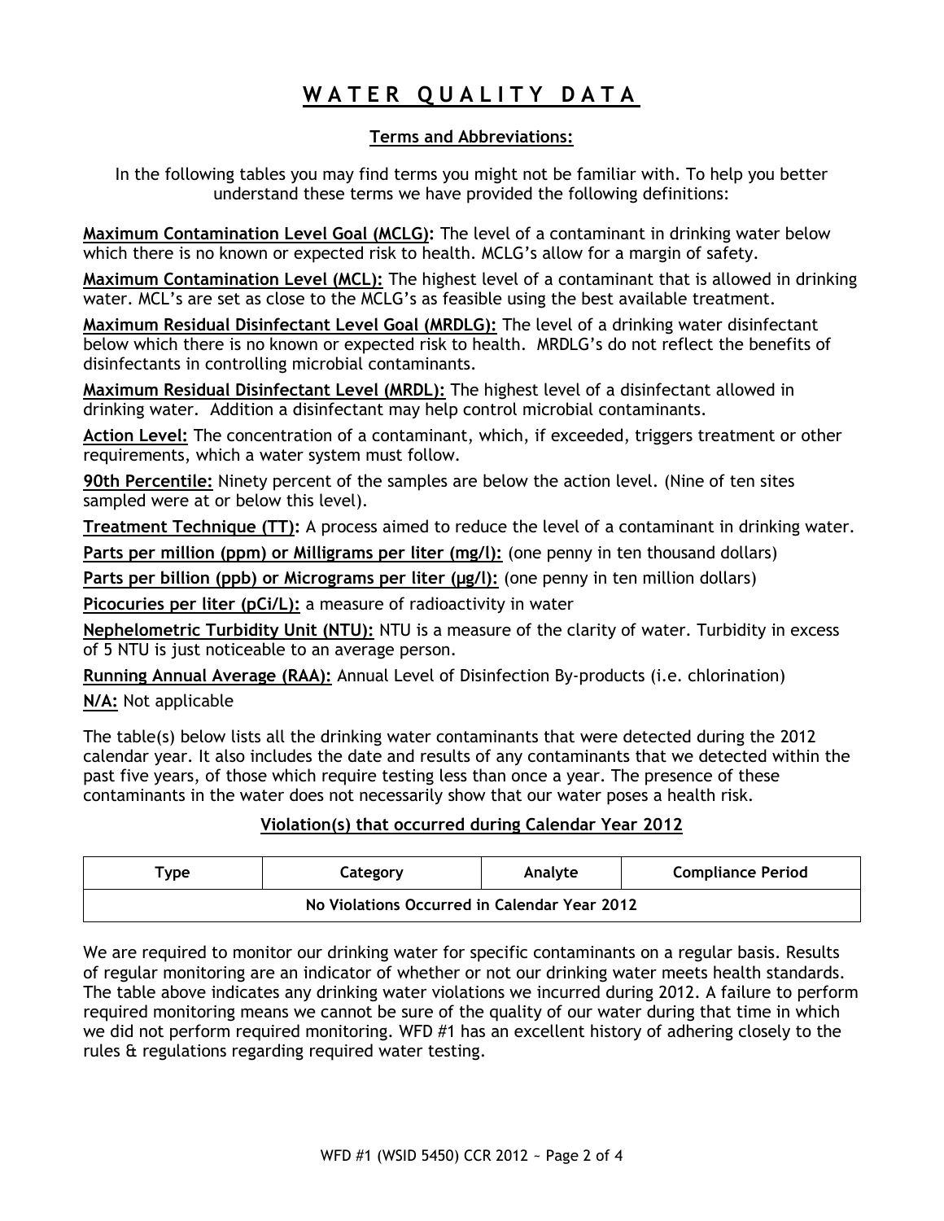# WATER QUALITY DATA

## Terms and Abbreviations:

In the following tables you may find terms you might not be familiar with. To help you better understand these terms we have provided the following definitions:

**Maximum Contamination Level Goal (MCLG):** The level of a contaminant in drinking water below which there is no known or expected risk to health. MCLG's allow for a margin of safety.

**Maximum Contamination Level (MCL):** The highest level of a contaminant that is allowed in drinking water. MCL's are set as close to the MCLG's as feasible using the best available treatment.

**Maximum Residual Disinfectant Level Goal (MRDLG):** The level of a drinking water disinfectant below which there is no known or expected risk to health. MRDLG's do not reflect the benefits of disinfectants in controlling microbial contaminants.

**Maximum Residual Disinfectant Level (MRDL):** The highest level of a disinfectant allowed in drinking water. Addition a disinfectant may help control microbial contaminants.

**Action Level:** The concentration of a contaminant, which, if exceeded, triggers treatment or other requirements, which a water system must follow.

**90th Percentile:** Ninety percent of the samples are below the action level. (Nine of ten sites sampled were at or below this level).

**Treatment Technique (TT):** A process aimed to reduce the level of a contaminant in drinking water.

**Parts per million (ppm) or Milligrams per liter (mg/l):** (one penny in ten thousand dollars)

**Parts per billion (ppb) or Micrograms per liter (µg/l):** (one penny in ten million dollars)

**Picocuries per liter (pCi/L):** a measure of radioactivity in water

**Nephelometric Turbidity Unit (NTU):** NTU is a measure of the clarity of water. Turbidity in excess of 5 NTU is just noticeable to an average person.

**Running Annual Average (RAA):** Annual Level of Disinfection By-products (i.e. chlorination)

**N/A:** Not applicable

The table(s) below lists all the drinking water contaminants that were detected during the 2012 calendar year. It also includes the date and results of any contaminants that we detected within the past five years, of those which require testing less than once a year. The presence of these contaminants in the water does not necessarily show that our water poses a health risk.

### Violation(s) that occurred during Calendar Year 2012

| Type | Category | Analyte | Compliance Period |
|---|---|---|---|
| No Violations Occurred in Calendar Year 2012 | | | |

We are required to monitor our drinking water for specific contaminants on a regular basis. Results of regular monitoring are an indicator of whether or not our drinking water meets health standards. The table above indicates any drinking water violations we incurred during 2012. A failure to perform required monitoring means we cannot be sure of the quality of our water during that time in which we did not perform required monitoring. WFD #1 has an excellent history of adhering closely to the rules & regulations regarding required water testing.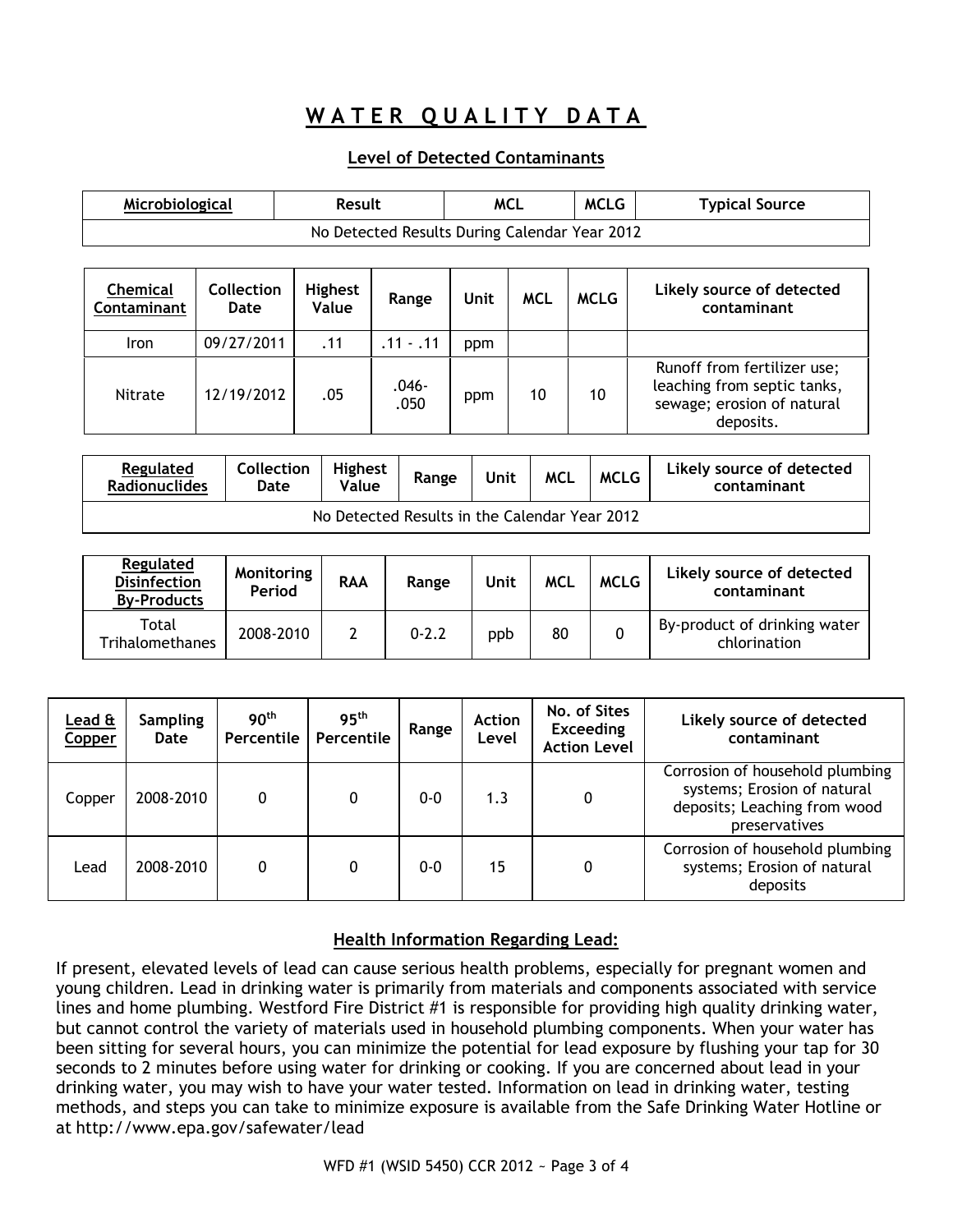# WATER QUALITY DATA

## Level of Detected Contaminants

| Microbiological | Result | MCL | MCLG | Typical Source |
|---|---|---|---|---|
| No Detected Results During Calendar Year 2012 | | | | |

| Chemical Contaminant | Collection Date | Highest Value | Range | Unit | MCL | MCLG | Likely source of detected contaminant |
|---|---|---|---|---|---|---|---|
| Iron | 09/27/2011 | .11 | .11 - .11 | ppm | | | |
| Nitrate | 12/19/2012 | .05 | .046-.050 | ppm | 10 | 10 | Runoff from fertilizer use; leaching from septic tanks, sewage; erosion of natural deposits. |

| Regulated Radionuclides | Collection Date | Highest Value | Range | Unit | MCL | MCLG | Likely source of detected contaminant |
|---|---|---|---|---|---|---|---|
| No Detected Results in the Calendar Year 2012 | | | | | | | |

| Regulated Disinfection By-Products | Monitoring Period | RAA | Range | Unit | MCL | MCLG | Likely source of detected contaminant |
|---|---|---|---|---|---|---|---|
| Total Trihalomethanes | 2008-2010 | 2 | 0-2.2 | ppb | 80 | 0 | By-product of drinking water chlorination |

| Lead & Copper | Sampling Date | 90th Percentile | 95th Percentile | Range | Action Level | No. of Sites Exceeding Action Level | Likely source of detected contaminant |
|---|---|---|---|---|---|---|---|
| Copper | 2008-2010 | 0 | 0 | 0-0 | 1.3 | 0 | Corrosion of household plumbing systems; Erosion of natural deposits; Leaching from wood preservatives |
| Lead | 2008-2010 | 0 | 0 | 0-0 | 15 | 0 | Corrosion of household plumbing systems; Erosion of natural deposits |

## Health Information Regarding Lead:

If present, elevated levels of lead can cause serious health problems, especially for pregnant women and young children. Lead in drinking water is primarily from materials and components associated with service lines and home plumbing. Westford Fire District #1 is responsible for providing high quality drinking water, but cannot control the variety of materials used in household plumbing components. When your water has been sitting for several hours, you can minimize the potential for lead exposure by flushing your tap for 30 seconds to 2 minutes before using water for drinking or cooking. If you are concerned about lead in your drinking water, you may wish to have your water tested. Information on lead in drinking water, testing methods, and steps you can take to minimize exposure is available from the Safe Drinking Water Hotline or at http://www.epa.gov/safewater/lead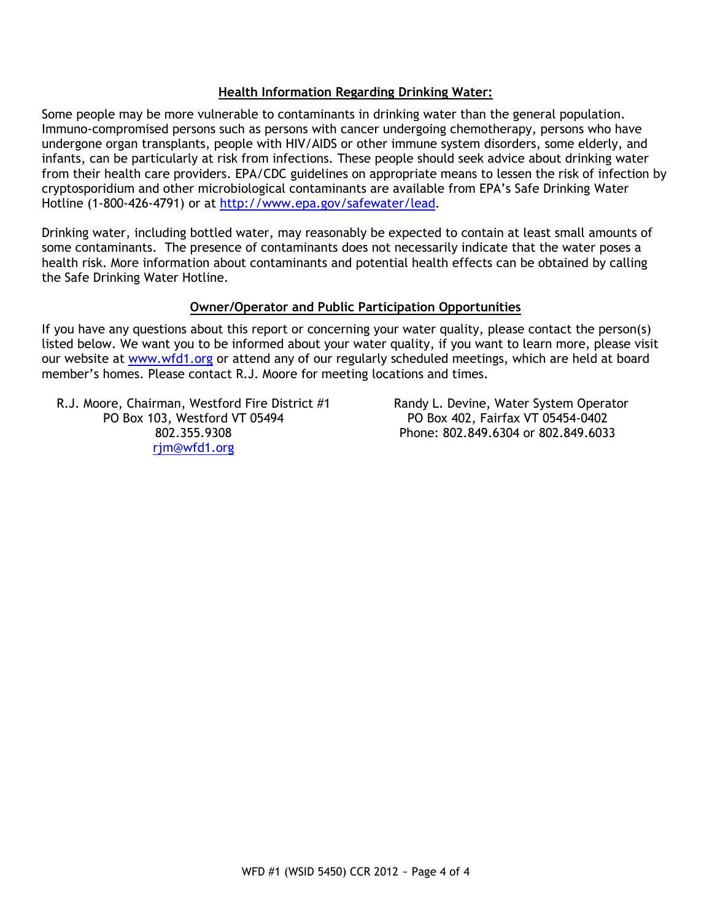## Health Information Regarding Drinking Water:

Some people may be more vulnerable to contaminants in drinking water than the general population. Immuno-compromised persons such as persons with cancer undergoing chemotherapy, persons who have undergone organ transplants, people with HIV/AIDS or other immune system disorders, some elderly, and infants, can be particularly at risk from infections. These people should seek advice about drinking water from their health care providers. EPA/CDC guidelines on appropriate means to lessen the risk of infection by cryptosporidium and other microbiological contaminants are available from EPA's Safe Drinking Water Hotline (1-800-426-4791) or at http://www.epa.gov/safewater/lead.

Drinking water, including bottled water, may reasonably be expected to contain at least small amounts of some contaminants. The presence of contaminants does not necessarily indicate that the water poses a health risk. More information about contaminants and potential health effects can be obtained by calling the Safe Drinking Water Hotline.

## Owner/Operator and Public Participation Opportunities

If you have any questions about this report or concerning your water quality, please contact the person(s) listed below. We want you to be informed about your water quality, if you want to learn more, please visit our website at www.wfd1.org or attend any of our regularly scheduled meetings, which are held at board member's homes. Please contact R.J. Moore for meeting locations and times.

R.J. Moore, Chairman, Westford Fire District #1
PO Box 103, Westford VT 05494
802.355.9308
rjm@wfd1.org

Randy L. Devine, Water System Operator
PO Box 402, Fairfax VT 05454-0402
Phone: 802.849.6304 or 802.849.6033